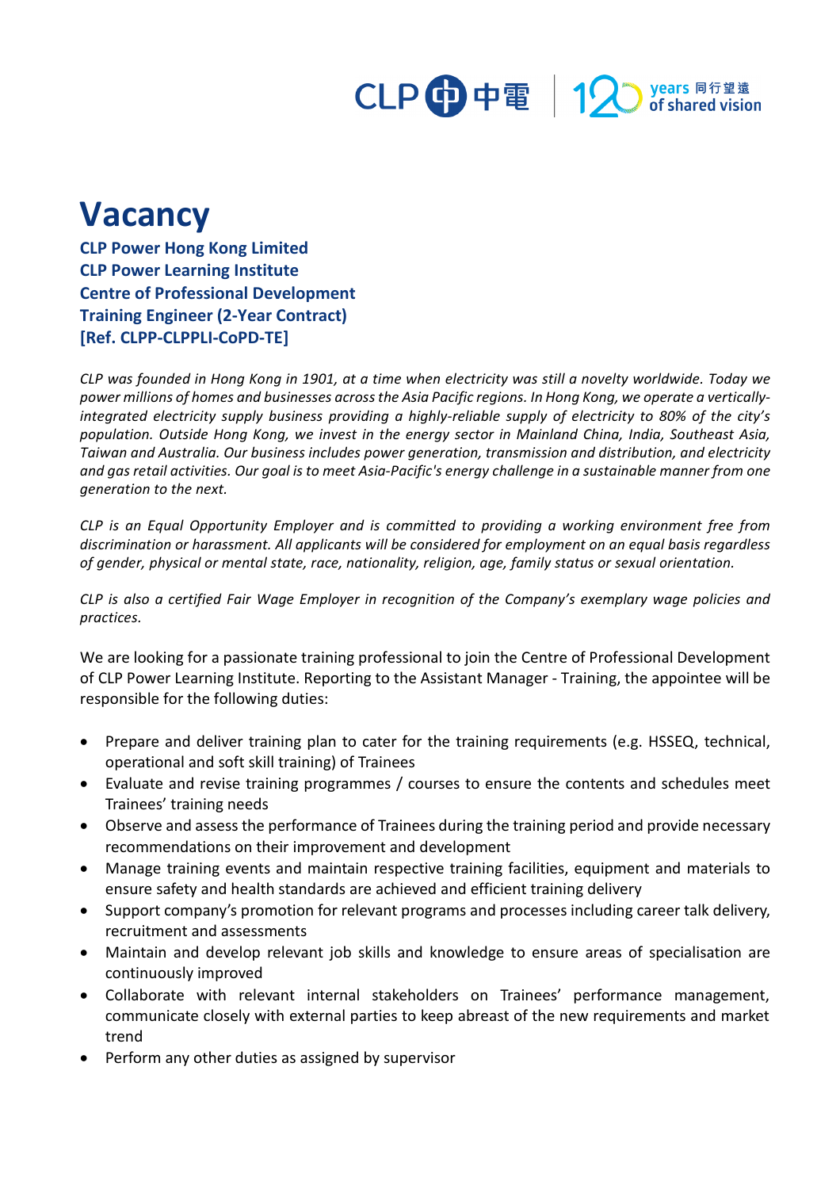# Vacancy

**CLP Power Hong Kong Limited**
**CLP Power Learning Institute**
**Centre of Professional Development**
**Training Engineer (2-Year Contract)**
**[Ref. CLPP-CLPPLI-CoPD-TE]**

*CLP was founded in Hong Kong in 1901, at a time when electricity was still a novelty worldwide. Today we power millions of homes and businesses across the Asia Pacific regions. In Hong Kong, we operate a vertically-integrated electricity supply business providing a highly-reliable supply of electricity to 80% of the city's population. Outside Hong Kong, we invest in the energy sector in Mainland China, India, Southeast Asia, Taiwan and Australia. Our business includes power generation, transmission and distribution, and electricity and gas retail activities. Our goal is to meet Asia-Pacific's energy challenge in a sustainable manner from one generation to the next.*

*CLP is an Equal Opportunity Employer and is committed to providing a working environment free from discrimination or harassment. All applicants will be considered for employment on an equal basis regardless of gender, physical or mental state, race, nationality, religion, age, family status or sexual orientation.*

*CLP is also a certified Fair Wage Employer in recognition of the Company's exemplary wage policies and practices.*

We are looking for a passionate training professional to join the Centre of Professional Development of CLP Power Learning Institute. Reporting to the Assistant Manager - Training, the appointee will be responsible for the following duties:

- Prepare and deliver training plan to cater for the training requirements (e.g. HSSEQ, technical, operational and soft skill training) of Trainees
- Evaluate and revise training programmes / courses to ensure the contents and schedules meet Trainees' training needs
- Observe and assess the performance of Trainees during the training period and provide necessary recommendations on their improvement and development
- Manage training events and maintain respective training facilities, equipment and materials to ensure safety and health standards are achieved and efficient training delivery
- Support company's promotion for relevant programs and processes including career talk delivery, recruitment and assessments
- Maintain and develop relevant job skills and knowledge to ensure areas of specialisation are continuously improved
- Collaborate with relevant internal stakeholders on Trainees' performance management, communicate closely with external parties to keep abreast of the new requirements and market trend
- Perform any other duties as assigned by supervisor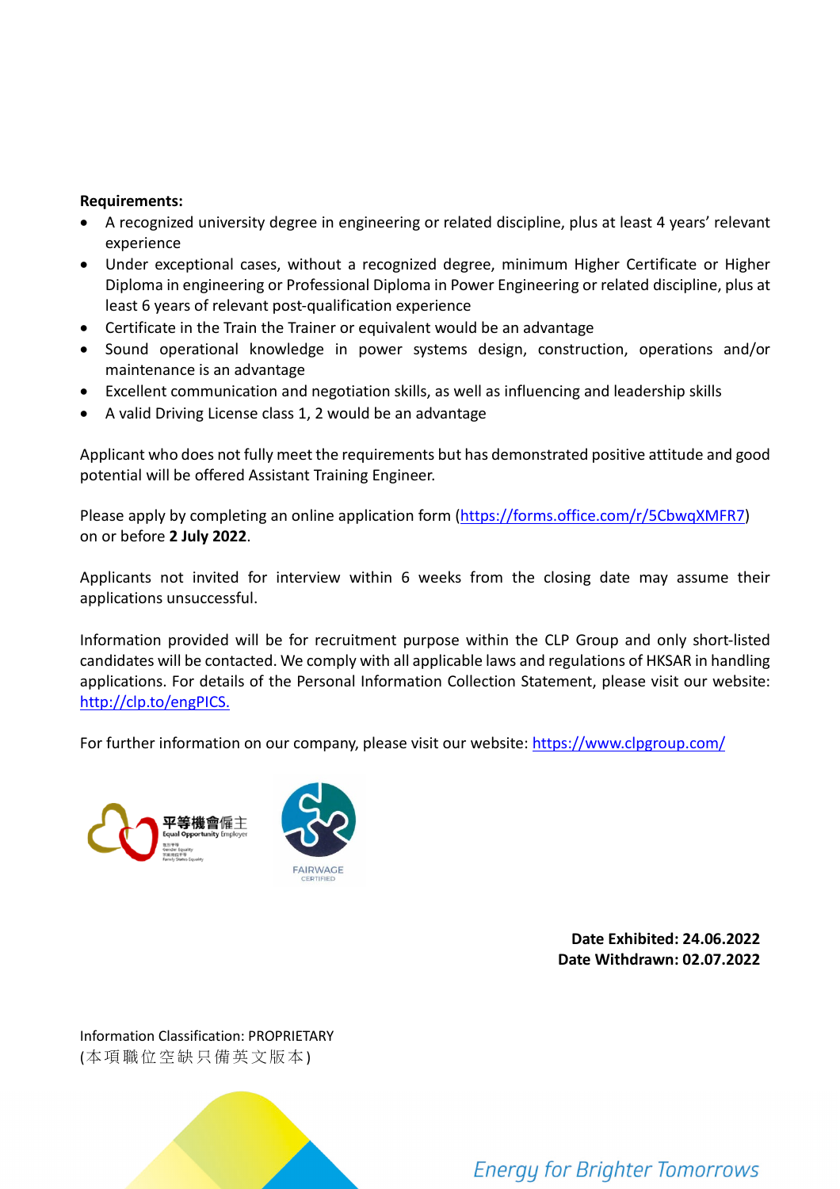**Requirements:**

- A recognized university degree in engineering or related discipline, plus at least 4 years' relevant experience
- Under exceptional cases, without a recognized degree, minimum Higher Certificate or Higher Diploma in engineering or Professional Diploma in Power Engineering or related discipline, plus at least 6 years of relevant post-qualification experience
- Certificate in the Train the Trainer or equivalent would be an advantage
- Sound operational knowledge in power systems design, construction, operations and/or maintenance is an advantage
- Excellent communication and negotiation skills, as well as influencing and leadership skills
- A valid Driving License class 1, 2 would be an advantage

Applicant who does not fully meet the requirements but has demonstrated positive attitude and good potential will be offered Assistant Training Engineer.

Please apply by completing an online application form (https://forms.office.com/r/5CbwqXMFR7) on or before **2 July 2022**.

Applicants not invited for interview within 6 weeks from the closing date may assume their applications unsuccessful.

Information provided will be for recruitment purpose within the CLP Group and only short-listed candidates will be contacted. We comply with all applicable laws and regulations of HKSAR in handling applications. For details of the Personal Information Collection Statement, please visit our website: http://clp.to/engPICS.

For further information on our company, please visit our website: https://www.clpgroup.com/

平等機會僱主 Equal Opportunity Employer

FAIRWAGE CERTIFIED

**Date Exhibited: 24.06.2022**
**Date Withdrawn: 02.07.2022**

Information Classification: PROPRIETARY
(本項職位空缺只備英文版本)

Energy for Brighter Tomorrows